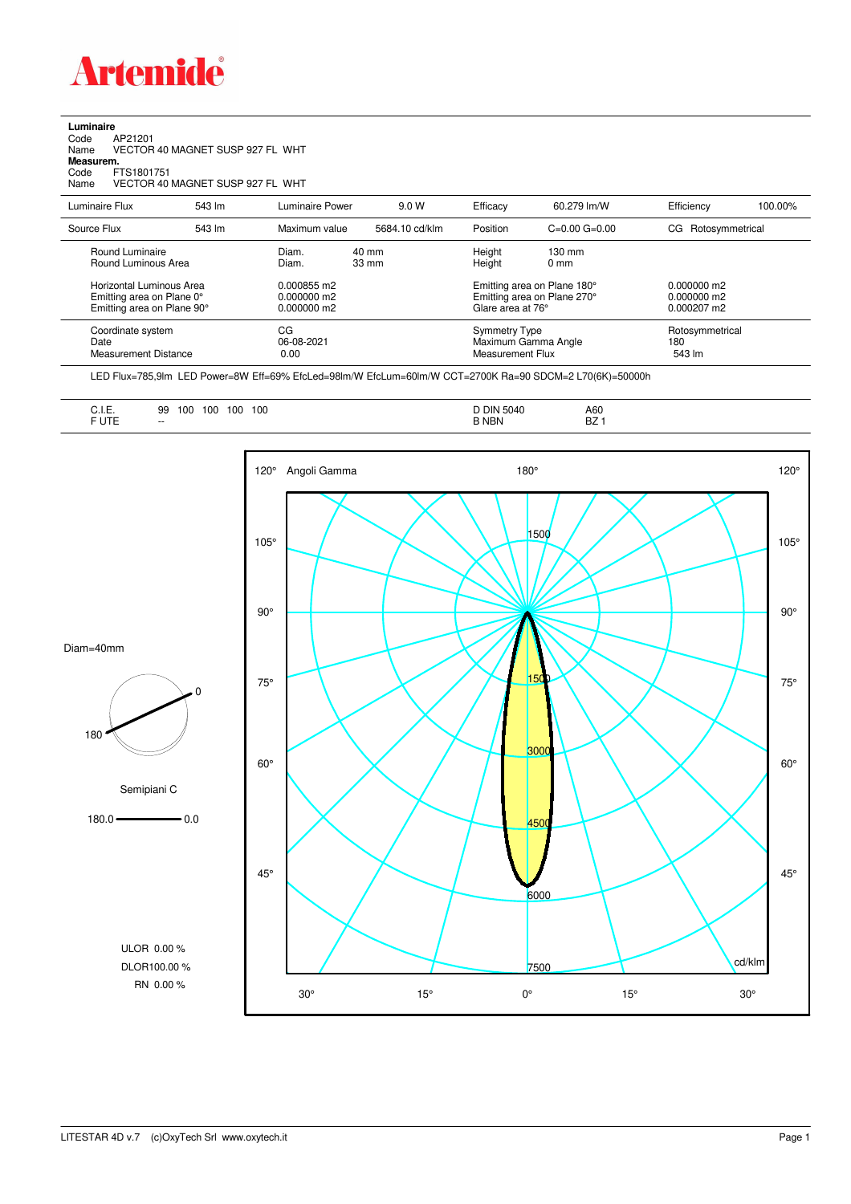# Artemide

**Luminaire**

Code AP21201

Name VECTOR 40 MAGNET SUSP 927 FL WHT

**Measurem.**

Code FTS1801751

Name VECTOR 40 MAGNET SUSP 927 FL WHT

| Luminaire Flux | 543 lm | Luminaire Power | 9.0 W | Efficacy | 60.279 lm/W | Efficiency | 100.00% |
|---|---|---|---|---|---|---|---|
| Source Flux | 543 lm | Maximum value | 5684.10 cd/klm | Position | C=0.00 G=0.00 | CG | Rotosymmetrical |

| | | | | |
|---|---|---|---|---|
| Round Luminaire | Diam. 40 mm | | Height 130 mm | |
| Round Luminous Area | Diam. 33 mm | | Height 0 mm | |
| Horizontal Luminous Area | 0.000855 m2 | | Emitting area on Plane 180° | 0.000000 m2 |
| Emitting area on Plane 0° | 0.000000 m2 | | Emitting area on Plane 270° | 0.000000 m2 |
| Emitting area on Plane 90° | 0.000000 m2 | | Glare area at 76° | 0.000207 m2 |
| Coordinate system | CG | | Symmetry Type | Rotosymmetrical |
| Date | 06-08-2021 | | Maximum Gamma Angle | 180 |
| Measurement Distance | 0.00 | | Measurement Flux | 543 lm |

LED Flux=785,9lm LED Power=8W Eff=69% EfcLed=98lm/W EfcLum=60lm/W CCT=2700K Ra=90 SDCM=2 L70(6K)=50000h

| | | | |
|---|---|---|---|
| C.I.E. | 99 100 100 100 100 | D DIN 5040 | A60 |
| F UTE | -- | B NBN | BZ 1 |

Diam=40mm

Semipiani C

180.0 — 0.0

ULOR 0.00 %

DLOR100.00 %

RN 0.00 %

Angoli Gamma

cd/klm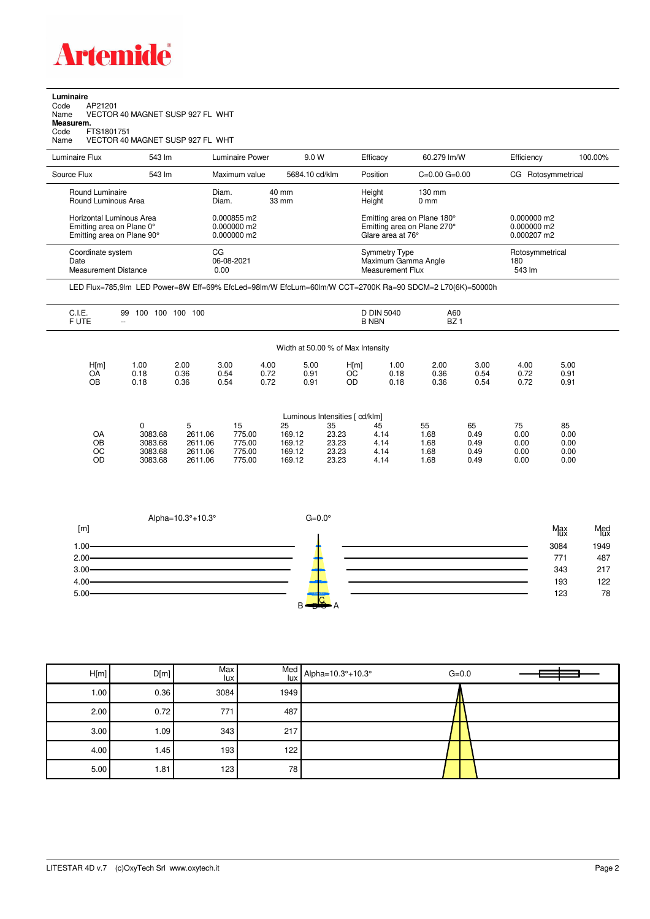Artemide

**Luminaire**

Code AP21201
Name VECTOR 40 MAGNET SUSP 927 FL WHT

**Measurem.**

Code FTS1801751
Name VECTOR 40 MAGNET SUSP 927 FL WHT

| | | | | | | | |
|---|---|---|---|---|---|---|---|
| Luminaire Flux | 543 lm | Luminaire Power | 9.0 W | Efficacy | 60.279 lm/W | Efficiency | 100.00% |
| Source Flux | 543 lm | Maximum value | 5684.10 cd/klm | Position | C=0.00 G=0.00 | CG Rotosymmetrical | |

| | | | | | |
|---|---|---|---|---|---|
| Round Luminaire | Diam. | 40 mm | Height | 130 mm | |
| Round Luminous Area | Diam. | 33 mm | Height | 0 mm | |
| Horizontal Luminous Area | 0.000855 m2 | | Emitting area on Plane 180° | | 0.000000 m2 |
| Emitting area on Plane 0° | 0.000000 m2 | | Emitting area on Plane 270° | | 0.000000 m2 |
| Emitting area on Plane 90° | 0.000000 m2 | | Glare area at 76° | | 0.000207 m2 |

| | | | |
|---|---|---|---|
| Coordinate system | CG | Symmetry Type | Rotosymmetrical |
| Date | 06-08-2021 | Maximum Gamma Angle | 180 |
| Measurement Distance | 0.00 | Measurement Flux | 543 lm |

LED Flux=785,9lm LED Power=8W Eff=69% EfcLed=98lm/W EfcLum=60lm/W CCT=2700K Ra=90 SDCM=2 L70(6K)=50000h

| | | | |
|---|---|---|---|
| C.I.E. | 99 100 100 100 100 | D DIN 5040 | A60 |
| F UTE | -- | B NBN | BZ 1 |

Width at 50.00 % of Max Intensity

| H[m] | 1.00 | 2.00 | 3.00 | 4.00 | 5.00 | H[m] | 1.00 | 2.00 | 3.00 | 4.00 | 5.00 |
|---|---|---|---|---|---|---|---|---|---|---|---|
| OA | 0.18 | 0.36 | 0.54 | 0.72 | 0.91 | OC | 0.18 | 0.36 | 0.54 | 0.72 | 0.91 |
| OB | 0.18 | 0.36 | 0.54 | 0.72 | 0.91 | OD | 0.18 | 0.36 | 0.54 | 0.72 | 0.91 |

Luminous Intensities [ cd/klm]

| | 0 | 5 | 15 | 25 | 35 | 45 | 55 | 65 | 75 | 85 |
|---|---|---|---|---|---|---|---|---|---|---|
| OA | 3083.68 | 2611.06 | 775.00 | 169.12 | 23.23 | 4.14 | 1.68 | 0.49 | 0.00 | 0.00 |
| OB | 3083.68 | 2611.06 | 775.00 | 169.12 | 23.23 | 4.14 | 1.68 | 0.49 | 0.00 | 0.00 |
| OC | 3083.68 | 2611.06 | 775.00 | 169.12 | 23.23 | 4.14 | 1.68 | 0.49 | 0.00 | 0.00 |
| OD | 3083.68 | 2611.06 | 775.00 | 169.12 | 23.23 | 4.14 | 1.68 | 0.49 | 0.00 | 0.00 |

Alpha=10.3°+10.3°
G=0.0°
[m]
Max lux
Med lux
1.00 3084 1949
2.00 771 487
3.00 343 217
4.00 193 122
5.00 123 78
B D C A

| H[m] | D[m] | Max lux | Med lux | Alpha=10.3°+10.3° G=0.0 |
|---|---|---|---|---|
| 1.00 | 0.36 | 3084 | 1949 | |
| 2.00 | 0.72 | 771 | 487 | |
| 3.00 | 1.09 | 343 | 217 | |
| 4.00 | 1.45 | 193 | 122 | |
| 5.00 | 1.81 | 123 | 78 | |

LITESTAR 4D v.7 (c)OxyTech Srl www.oxytech.it